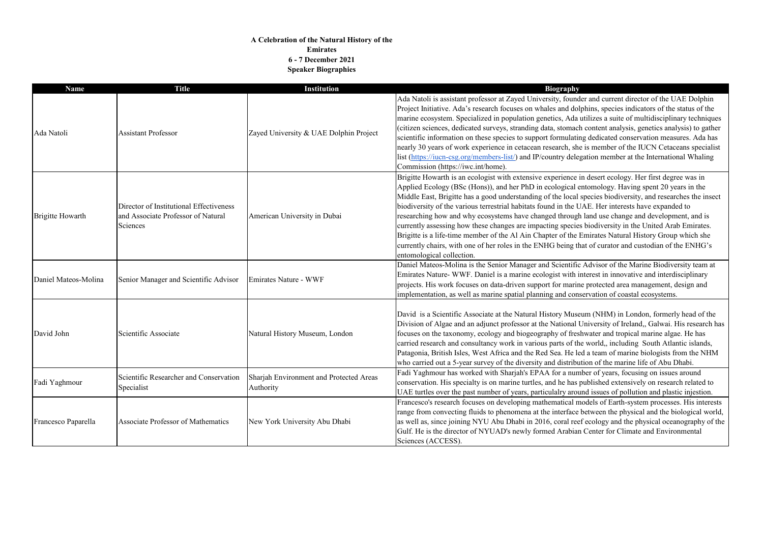**A Celebration of the Natural History of the Emirates**
**6 - 7 December 2021**
**Speaker Biographies**

| Name | Title | Institution | Biography |
|---|---|---|---|
| Ada Natoli | Assistant Professor | Zayed University & UAE Dolphin Project | Ada Natoli is assistant professor at Zayed University, founder and current director of the UAE Dolphin Project Initiative. Ada's research focuses on whales and dolphins, species indicators of the status of the marine ecosystem. Specialized in population genetics, Ada utilizes a suite of multidisciplinary techniques (citizen sciences, dedicated surveys, stranding data, stomach content analysis, genetics analysis) to gather scientific information on these species to support formulating dedicated conservation measures. Ada has nearly 30 years of work experience in cetacean research, she is member of the IUCN Cetaceans specialist list (https://iucn-csg.org/members-list/) and IP/country delegation member at the International Whaling Commission (https://iwc.int/home). |
| Brigitte Howarth | Director of Institutional Effectiveness and Associate Professor of Natural Sciences | American University in Dubai | Brigitte Howarth is an ecologist with extensive experience in desert ecology. Her first degree was in Applied Ecology (BSc (Hons)), and her PhD in ecological entomology. Having spent 20 years in the Middle East, Brigitte has a good understanding of the local species biodiversity, and researches the insect biodiversity of the various terrestrial habitats found in the UAE. Her interests have expanded to researching how and why ecosystems have changed through land use change and development, and is currently assessing how these changes are impacting species biodiversity in the United Arab Emirates. Brigitte is a life-time member of the Al Ain Chapter of the Emirates Natural History Group which she currently chairs, with one of her roles in the ENHG being that of curator and custodian of the ENHG's entomological collection. |
| Daniel Mateos-Molina | Senior Manager and Scientific Advisor | Emirates Nature - WWF | Daniel Mateos-Molina is the Senior Manager and Scientific Advisor of the Marine Biodiversity team at Emirates Nature- WWF. Daniel is a marine ecologist with interest in innovative and interdisciplinary projects. His work focuses on data-driven support for marine protected area management, design and implementation, as well as marine spatial planning and conservation of coastal ecosystems. |
| David John | Scientific Associate | Natural History Museum, London | David is a Scientific Associate at the Natural History Museum (NHM) in London, formerly head of the Division of Algae and an adjunct professor at the National University of Ireland,, Galwai. His research has focuses on the taxonomy, ecology and biogeography of freshwater and tropical marine algae. He has carried research and consultancy work in various parts of the world,, including South Atlantic islands, Patagonia, British Isles, West Africa and the Red Sea. He led a team of marine biologists from the NHM who carried out a 5-year survey of the diversity and distribution of the marine life of Abu Dhabi. |
| Fadi Yaghmour | Scientific Researcher and Conservation Specialist | Sharjah Environment and Protected Areas Authority | Fadi Yaghmour has worked with Sharjah's EPAA for a number of years, focusing on issues around conservation. His specialty is on marine turtles, and he has published extensively on research related to UAE turtles over the past number of years, particulalry around issues of pollution and plastic injestion. |
| Francesco Paparella | Associate Professor of Mathematics | New York University Abu Dhabi | Francesco's research focuses on developing mathematical models of Earth-system processes. His interests range from convecting fluids to phenomena at the interface between the physical and the biological world, as well as, since joining NYU Abu Dhabi in 2016, coral reef ecology and the physical oceanography of the Gulf. He is the director of NYUAD's newly formed Arabian Center for Climate and Environmental Sciences (ACCESS). |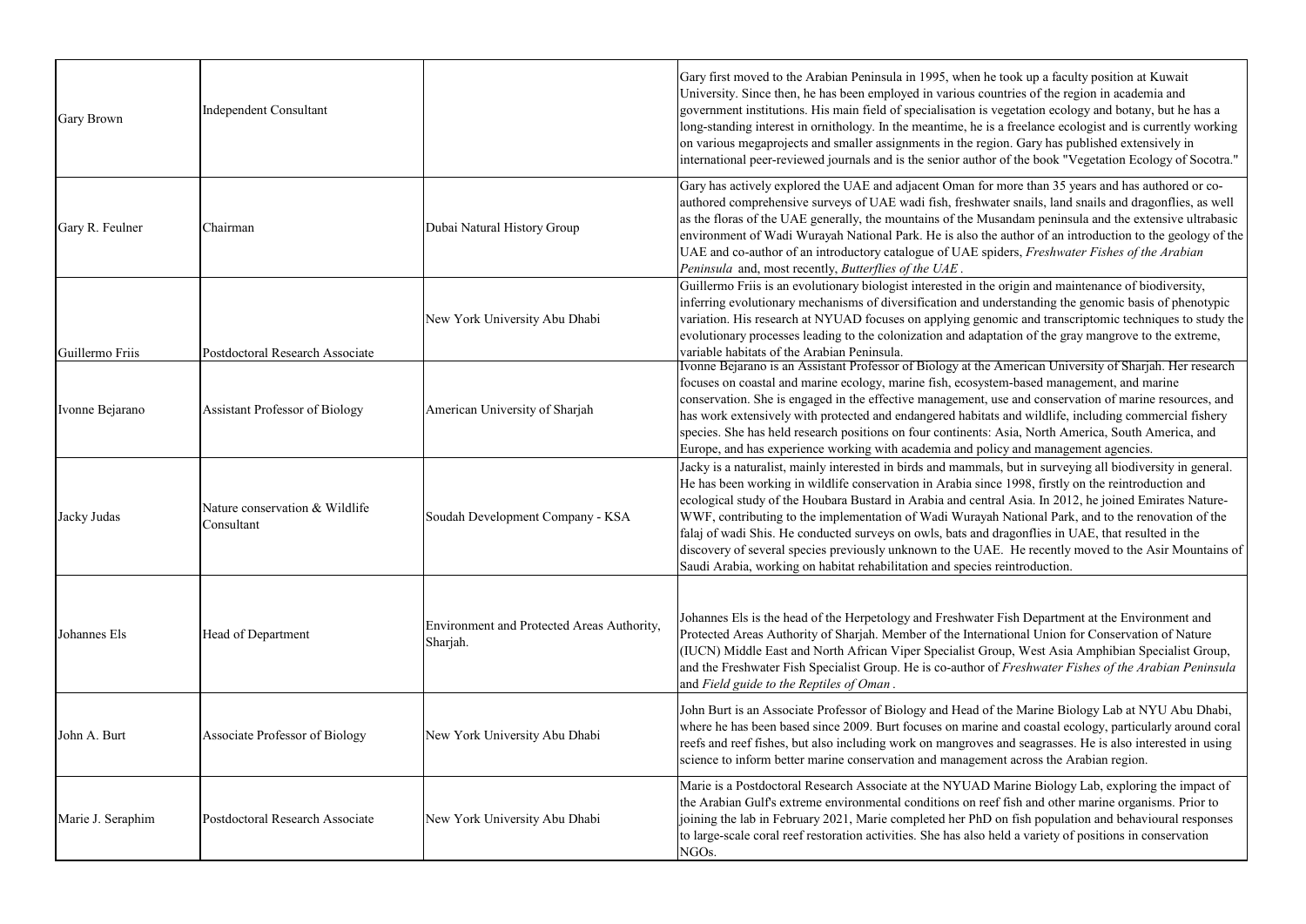| | | | |
|---|---|---|---|
| Gary Brown | Independent Consultant | | Gary first moved to the Arabian Peninsula in 1995, when he took up a faculty position at Kuwait University. Since then, he has been employed in various countries of the region in academia and government institutions. His main field of specialisation is vegetation ecology and botany, but he has a long-standing interest in ornithology. In the meantime, he is a freelance ecologist and is currently working on various megaprojects and smaller assignments in the region. Gary has published extensively in international peer-reviewed journals and is the senior author of the book "Vegetation Ecology of Socotra." |
| Gary R. Feulner | Chairman | Dubai Natural History Group | Gary has actively explored the UAE and adjacent Oman for more than 35 years and has authored or co-authored comprehensive surveys of UAE wadi fish, freshwater snails, land snails and dragonflies, as well as the floras of the UAE generally, the mountains of the Musandam peninsula and the extensive ultrabasic environment of Wadi Wurayah National Park. He is also the author of an introduction to the geology of the UAE and co-author of an introductory catalogue of UAE spiders, *Freshwater Fishes of the Arabian Peninsula* and, most recently, *Butterflies of the UAE*. |
| Guillermo Friis | Postdoctoral Research Associate | New York University Abu Dhabi | Guillermo Friis is an evolutionary biologist interested in the origin and maintenance of biodiversity, inferring evolutionary mechanisms of diversification and understanding the genomic basis of phenotypic variation. His research at NYUAD focuses on applying genomic and transcriptomic techniques to study the evolutionary processes leading to the colonization and adaptation of the gray mangrove to the extreme, variable habitats of the Arabian Peninsula. |
| Ivonne Bejarano | Assistant Professor of Biology | American University of Sharjah | Ivonne Bejarano is an Assistant Professor of Biology at the American University of Sharjah. Her research focuses on coastal and marine ecology, marine fish, ecosystem-based management, and marine conservation. She is engaged in the effective management, use and conservation of marine resources, and has work extensively with protected and endangered habitats and wildlife, including commercial fishery species. She has held research positions on four continents: Asia, North America, South America, and Europe, and has experience working with academia and policy and management agencies. |
| Jacky Judas | Nature conservation & Wildlife Consultant | Soudah Development Company - KSA | Jacky is a naturalist, mainly interested in birds and mammals, but in surveying all biodiversity in general. He has been working in wildlife conservation in Arabia since 1998, firstly on the reintroduction and ecological study of the Houbara Bustard in Arabia and central Asia. In 2012, he joined Emirates Nature-WWF, contributing to the implementation of Wadi Wurayah National Park, and to the renovation of the falaj of wadi Shis. He conducted surveys on owls, bats and dragonflies in UAE, that resulted in the discovery of several species previously unknown to the UAE. He recently moved to the Asir Mountains of Saudi Arabia, working on habitat rehabilitation and species reintroduction. |
| Johannes Els | Head of Department | Environment and Protected Areas Authority, Sharjah. | Johannes Els is the head of the Herpetology and Freshwater Fish Department at the Environment and Protected Areas Authority of Sharjah. Member of the International Union for Conservation of Nature (IUCN) Middle East and North African Viper Specialist Group, West Asia Amphibian Specialist Group, and the Freshwater Fish Specialist Group. He is co-author of *Freshwater Fishes of the Arabian Peninsula* and *Field guide to the Reptiles of Oman*. |
| John A. Burt | Associate Professor of Biology | New York University Abu Dhabi | John Burt is an Associate Professor of Biology and Head of the Marine Biology Lab at NYU Abu Dhabi, where he has been based since 2009. Burt focuses on marine and coastal ecology, particularly around coral reefs and reef fishes, but also including work on mangroves and seagrasses. He is also interested in using science to inform better marine conservation and management across the Arabian region. |
| Marie J. Seraphim | Postdoctoral Research Associate | New York University Abu Dhabi | Marie is a Postdoctoral Research Associate at the NYUAD Marine Biology Lab, exploring the impact of the Arabian Gulf's extreme environmental conditions on reef fish and other marine organisms. Prior to joining the lab in February 2021, Marie completed her PhD on fish population and behavioural responses to large-scale coral reef restoration activities. She has also held a variety of positions in conservation NGOs. |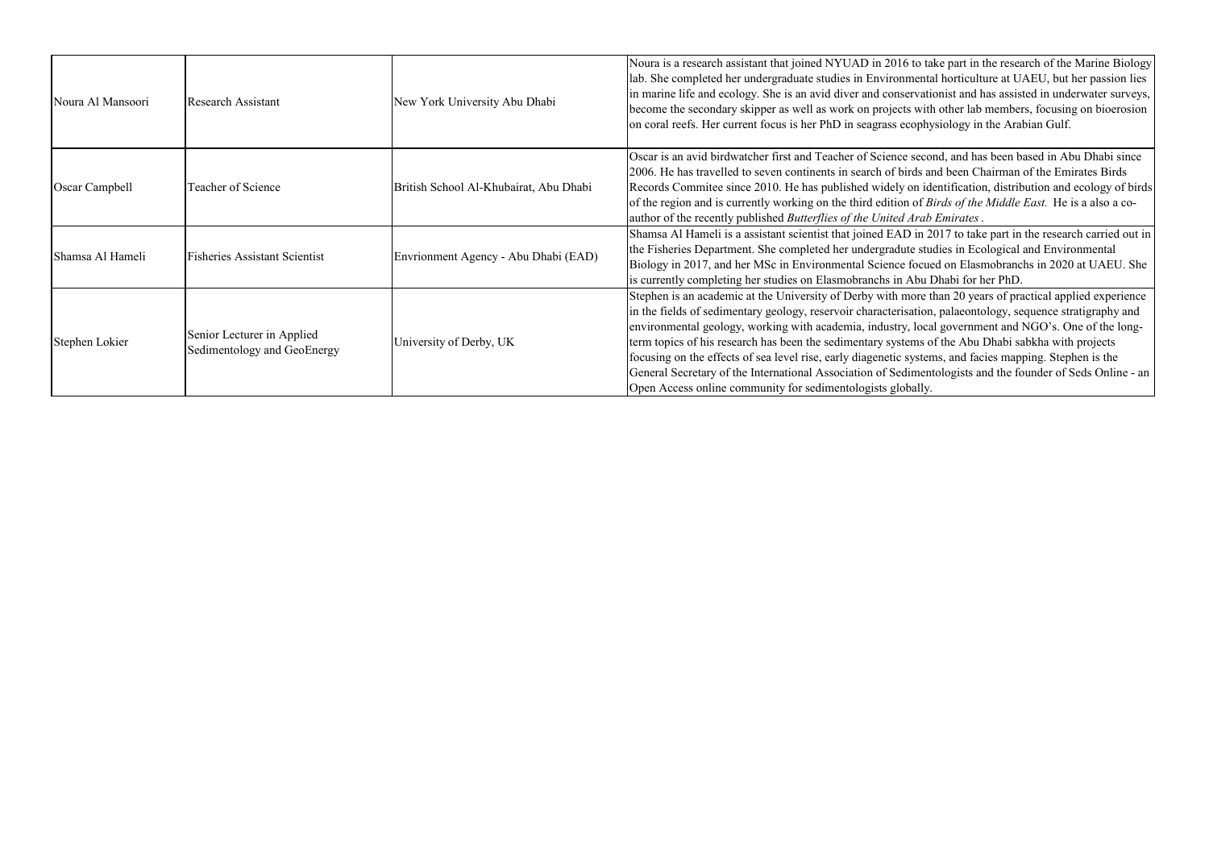| | | | |
|---|---|---|---|
| Noura Al Mansoori | Research Assistant | New York University Abu Dhabi | Noura is a research assistant that joined NYUAD in 2016 to take part in the research of the Marine Biology lab. She completed her undergraduate studies in Environmental horticulture at UAEU, but her passion lies in marine life and ecology. She is an avid diver and conservationist and has assisted in underwater surveys, become the secondary skipper as well as work on projects with other lab members, focusing on bioerosion on coral reefs. Her current focus is her PhD in seagrass ecophysiology in the Arabian Gulf. |
| Oscar Campbell | Teacher of Science | British School Al-Khubairat, Abu Dhabi | Oscar is an avid birdwatcher first and Teacher of Science second, and has been based in Abu Dhabi since 2006. He has travelled to seven continents in search of birds and been Chairman of the Emirates Birds Records Commitee since 2010. He has published widely on identification, distribution and ecology of birds of the region and is currently working on the third edition of *Birds of the Middle East.* He is a also a co-author of the recently published *Butterflies of the United Arab Emirates*. |
| Shamsa Al Hameli | Fisheries Assistant Scientist | Envrionment Agency - Abu Dhabi (EAD) | Shamsa Al Hameli is a assistant scientist that joined EAD in 2017 to take part in the research carried out in the Fisheries Department. She completed her undergradute studies in Ecological and Environmental Biology in 2017, and her MSc in Environmental Science focued on Elasmobranchs in 2020 at UAEU. She is currently completing her studies on Elasmobranchs in Abu Dhabi for her PhD. |
| Stephen Lokier | Senior Lecturer in Applied Sedimentology and GeoEnergy | University of Derby, UK | Stephen is an academic at the University of Derby with more than 20 years of practical applied experience in the fields of sedimentary geology, reservoir characterisation, palaeontology, sequence stratigraphy and environmental geology, working with academia, industry, local government and NGO's. One of the long-term topics of his research has been the sedimentary systems of the Abu Dhabi sabkha with projects focusing on the effects of sea level rise, early diagenetic systems, and facies mapping. Stephen is the General Secretary of the International Association of Sedimentologists and the founder of Seds Online - an Open Access online community for sedimentologists globally. |